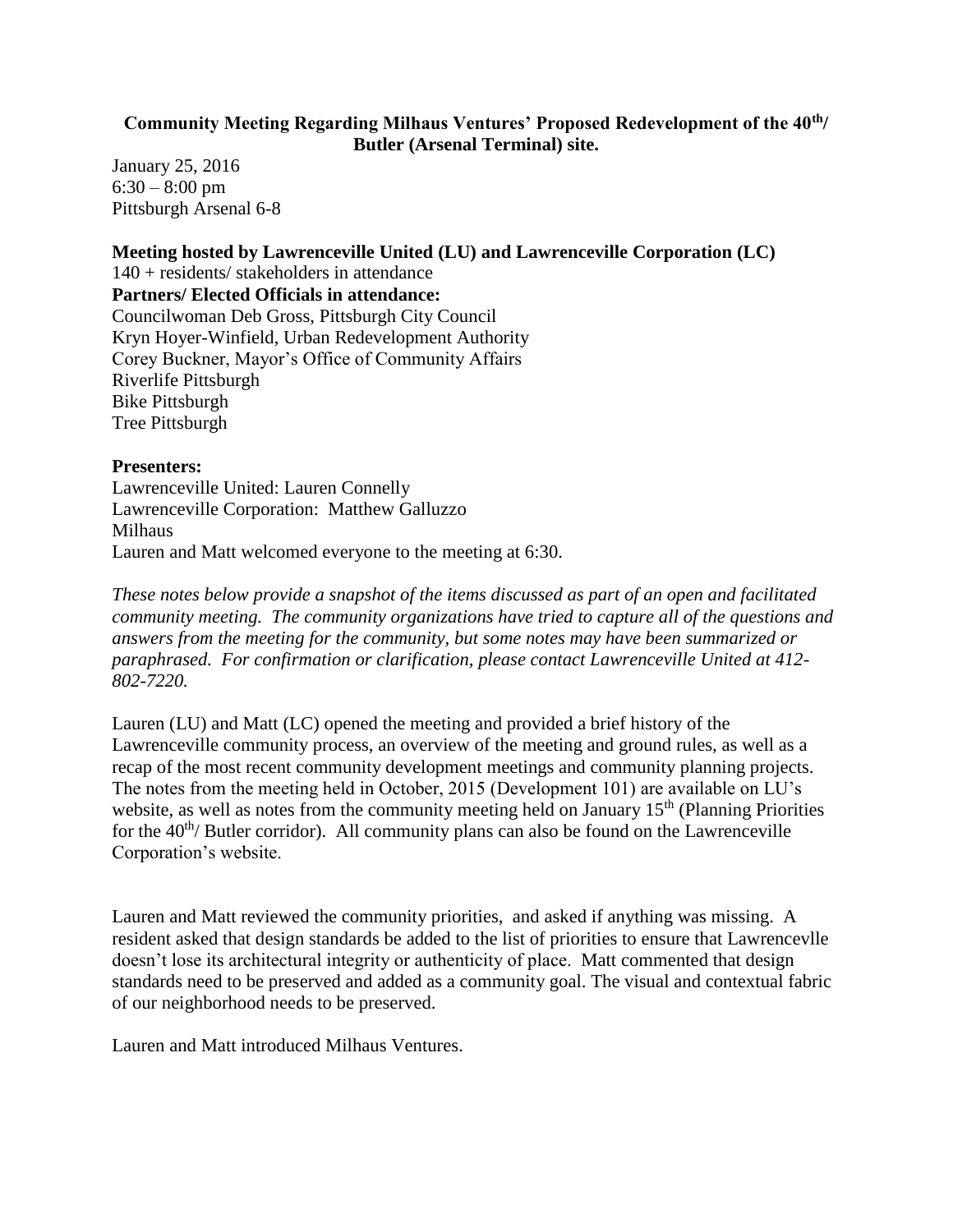**Community Meeting Regarding Milhaus Ventures' Proposed Redevelopment of the 40th/ Butler (Arsenal Terminal) site.**

January 25, 2016
6:30 – 8:00 pm
Pittsburgh Arsenal 6-8

**Meeting hosted by Lawrenceville United (LU) and Lawrenceville Corporation (LC)**
140 + residents/ stakeholders in attendance
**Partners/ Elected Officials in attendance:**
Councilwoman Deb Gross, Pittsburgh City Council
Kryn Hoyer-Winfield, Urban Redevelopment Authority
Corey Buckner, Mayor's Office of Community Affairs
Riverlife Pittsburgh
Bike Pittsburgh
Tree Pittsburgh

**Presenters:**
Lawrenceville United: Lauren Connelly
Lawrenceville Corporation: Matthew Galluzzo
Milhaus
Lauren and Matt welcomed everyone to the meeting at 6:30.

*These notes below provide a snapshot of the items discussed as part of an open and facilitated community meeting. The community organizations have tried to capture all of the questions and answers from the meeting for the community, but some notes may have been summarized or paraphrased. For confirmation or clarification, please contact Lawrenceville United at 412-802-7220.*

Lauren (LU) and Matt (LC) opened the meeting and provided a brief history of the Lawrenceville community process, an overview of the meeting and ground rules, as well as a recap of the most recent community development meetings and community planning projects. The notes from the meeting held in October, 2015 (Development 101) are available on LU's website, as well as notes from the community meeting held on January 15th (Planning Priorities for the 40th/ Butler corridor). All community plans can also be found on the Lawrenceville Corporation's website.

Lauren and Matt reviewed the community priorities, and asked if anything was missing. A resident asked that design standards be added to the list of priorities to ensure that Lawrencevlle doesn't lose its architectural integrity or authenticity of place. Matt commented that design standards need to be preserved and added as a community goal. The visual and contextual fabric of our neighborhood needs to be preserved.

Lauren and Matt introduced Milhaus Ventures.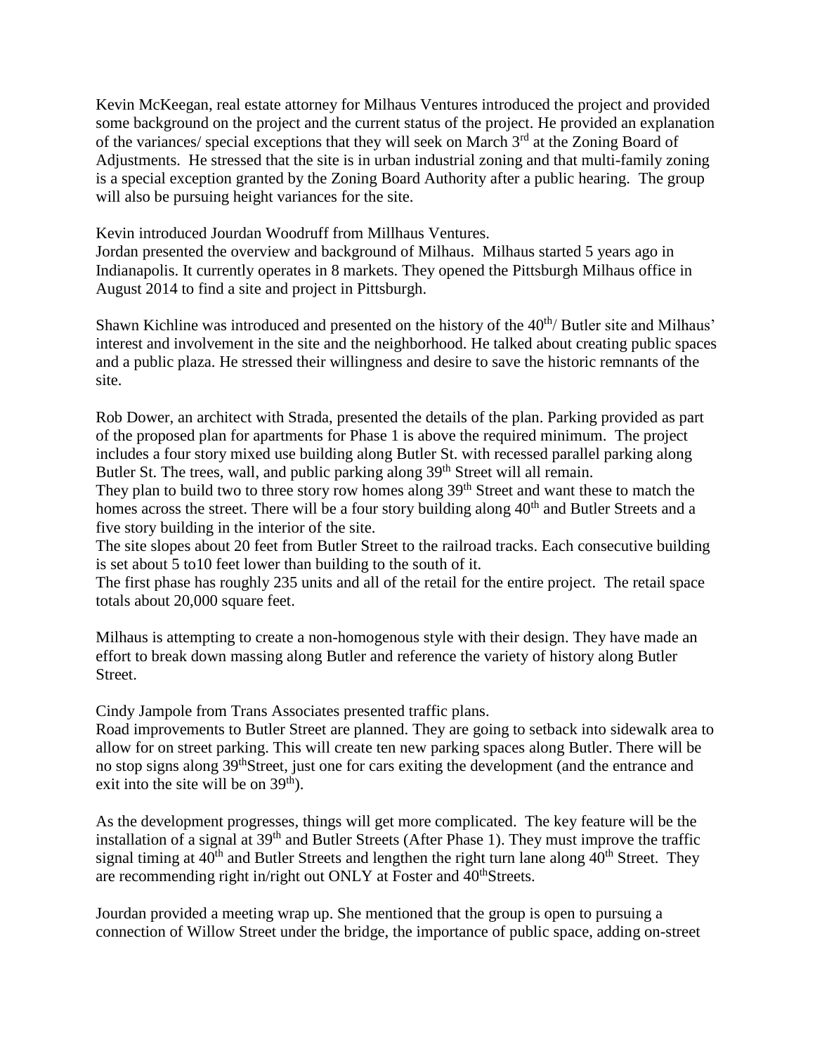Kevin McKeegan, real estate attorney for Milhaus Ventures introduced the project and provided some background on the project and the current status of the project. He provided an explanation of the variances/ special exceptions that they will seek on March 3rd at the Zoning Board of Adjustments. He stressed that the site is in urban industrial zoning and that multi-family zoning is a special exception granted by the Zoning Board Authority after a public hearing. The group will also be pursuing height variances for the site.

Kevin introduced Jourdan Woodruff from Millhaus Ventures.
Jordan presented the overview and background of Milhaus. Milhaus started 5 years ago in Indianapolis. It currently operates in 8 markets. They opened the Pittsburgh Milhaus office in August 2014 to find a site and project in Pittsburgh.

Shawn Kichline was introduced and presented on the history of the 40th/ Butler site and Milhaus' interest and involvement in the site and the neighborhood. He talked about creating public spaces and a public plaza. He stressed their willingness and desire to save the historic remnants of the site.

Rob Dower, an architect with Strada, presented the details of the plan. Parking provided as part of the proposed plan for apartments for Phase 1 is above the required minimum. The project includes a four story mixed use building along Butler St. with recessed parallel parking along Butler St. The trees, wall, and public parking along 39th Street will all remain.
They plan to build two to three story row homes along 39th Street and want these to match the homes across the street. There will be a four story building along 40th and Butler Streets and a five story building in the interior of the site.
The site slopes about 20 feet from Butler Street to the railroad tracks. Each consecutive building is set about 5 to10 feet lower than building to the south of it.
The first phase has roughly 235 units and all of the retail for the entire project. The retail space totals about 20,000 square feet.

Milhaus is attempting to create a non-homogenous style with their design. They have made an effort to break down massing along Butler and reference the variety of history along Butler Street.

Cindy Jampole from Trans Associates presented traffic plans.
Road improvements to Butler Street are planned. They are going to setback into sidewalk area to allow for on street parking. This will create ten new parking spaces along Butler. There will be no stop signs along 39thStreet, just one for cars exiting the development (and the entrance and exit into the site will be on 39th).

As the development progresses, things will get more complicated. The key feature will be the installation of a signal at 39th and Butler Streets (After Phase 1). They must improve the traffic signal timing at 40th and Butler Streets and lengthen the right turn lane along 40th Street. They are recommending right in/right out ONLY at Foster and 40thStreets.

Jourdan provided a meeting wrap up. She mentioned that the group is open to pursuing a connection of Willow Street under the bridge, the importance of public space, adding on-street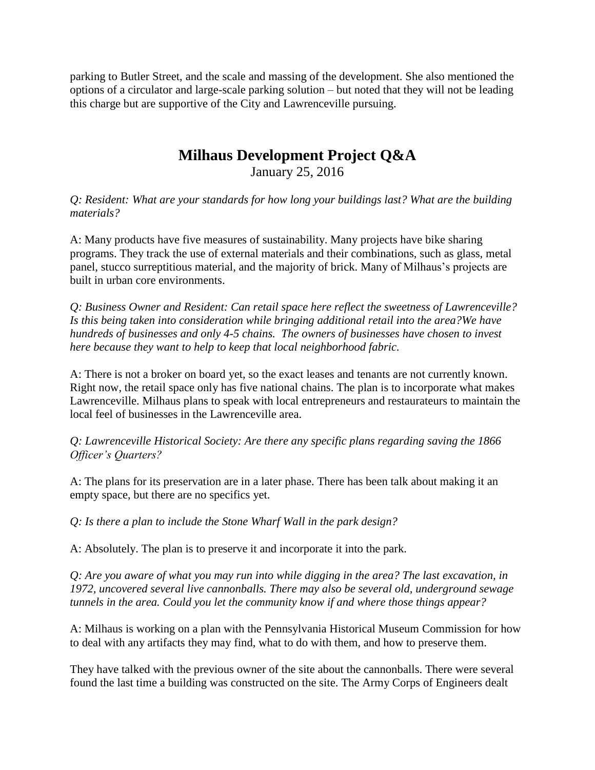parking to Butler Street, and the scale and massing of the development. She also mentioned the options of a circulator and large-scale parking solution – but noted that they will not be leading this charge but are supportive of the City and Lawrenceville pursuing.

## Milhaus Development Project Q&A

January 25, 2016

*Q: Resident: What are your standards for how long your buildings last? What are the building materials?*

A: Many products have five measures of sustainability. Many projects have bike sharing programs. They track the use of external materials and their combinations, such as glass, metal panel, stucco surreptitious material, and the majority of brick. Many of Milhaus's projects are built in urban core environments.

*Q: Business Owner and Resident: Can retail space here reflect the sweetness of Lawrenceville? Is this being taken into consideration while bringing additional retail into the area?We have hundreds of businesses and only 4-5 chains. The owners of businesses have chosen to invest here because they want to help to keep that local neighborhood fabric.*

A: There is not a broker on board yet, so the exact leases and tenants are not currently known. Right now, the retail space only has five national chains. The plan is to incorporate what makes Lawrenceville. Milhaus plans to speak with local entrepreneurs and restaurateurs to maintain the local feel of businesses in the Lawrenceville area.

*Q: Lawrenceville Historical Society: Are there any specific plans regarding saving the 1866 Officer's Quarters?*

A: The plans for its preservation are in a later phase. There has been talk about making it an empty space, but there are no specifics yet.

*Q: Is there a plan to include the Stone Wharf Wall in the park design?*

A: Absolutely. The plan is to preserve it and incorporate it into the park.

*Q: Are you aware of what you may run into while digging in the area? The last excavation, in 1972, uncovered several live cannonballs. There may also be several old, underground sewage tunnels in the area. Could you let the community know if and where those things appear?*

A: Milhaus is working on a plan with the Pennsylvania Historical Museum Commission for how to deal with any artifacts they may find, what to do with them, and how to preserve them.

They have talked with the previous owner of the site about the cannonballs. There were several found the last time a building was constructed on the site. The Army Corps of Engineers dealt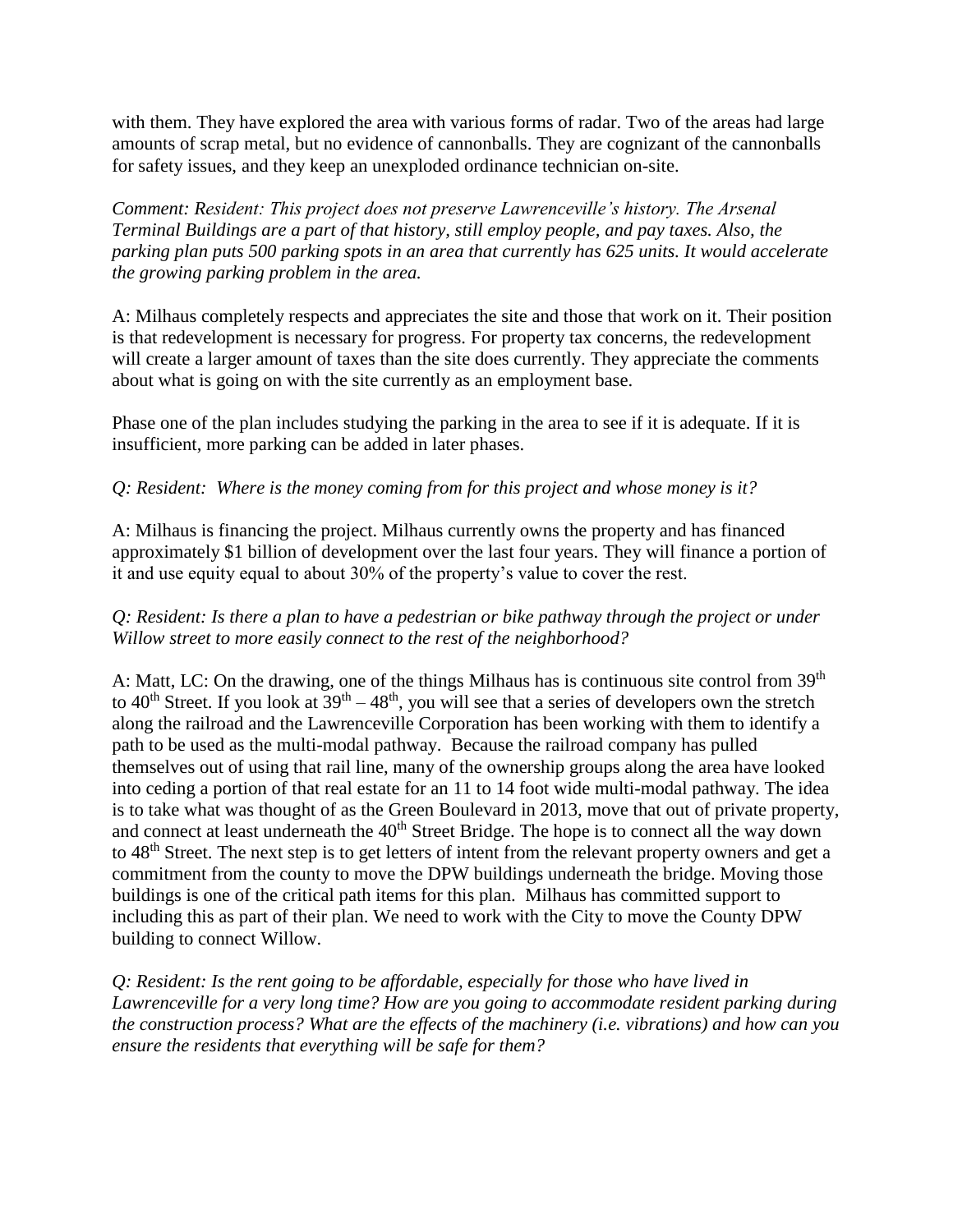with them. They have explored the area with various forms of radar. Two of the areas had large amounts of scrap metal, but no evidence of cannonballs. They are cognizant of the cannonballs for safety issues, and they keep an unexploded ordinance technician on-site.

*Comment: Resident: This project does not preserve Lawrenceville's history. The Arsenal Terminal Buildings are a part of that history, still employ people, and pay taxes. Also, the parking plan puts 500 parking spots in an area that currently has 625 units. It would accelerate the growing parking problem in the area.*

A: Milhaus completely respects and appreciates the site and those that work on it. Their position is that redevelopment is necessary for progress. For property tax concerns, the redevelopment will create a larger amount of taxes than the site does currently. They appreciate the comments about what is going on with the site currently as an employment base.

Phase one of the plan includes studying the parking in the area to see if it is adequate. If it is insufficient, more parking can be added in later phases.

*Q: Resident: Where is the money coming from for this project and whose money is it?*

A: Milhaus is financing the project. Milhaus currently owns the property and has financed approximately $1 billion of development over the last four years. They will finance a portion of it and use equity equal to about 30% of the property's value to cover the rest.

*Q: Resident: Is there a plan to have a pedestrian or bike pathway through the project or under Willow street to more easily connect to the rest of the neighborhood?*

A: Matt, LC: On the drawing, one of the things Milhaus has is continuous site control from 39th to 40th Street. If you look at 39th – 48th, you will see that a series of developers own the stretch along the railroad and the Lawrenceville Corporation has been working with them to identify a path to be used as the multi-modal pathway. Because the railroad company has pulled themselves out of using that rail line, many of the ownership groups along the area have looked into ceding a portion of that real estate for an 11 to 14 foot wide multi-modal pathway. The idea is to take what was thought of as the Green Boulevard in 2013, move that out of private property, and connect at least underneath the 40th Street Bridge. The hope is to connect all the way down to 48th Street. The next step is to get letters of intent from the relevant property owners and get a commitment from the county to move the DPW buildings underneath the bridge. Moving those buildings is one of the critical path items for this plan. Milhaus has committed support to including this as part of their plan. We need to work with the City to move the County DPW building to connect Willow.

*Q: Resident: Is the rent going to be affordable, especially for those who have lived in Lawrenceville for a very long time? How are you going to accommodate resident parking during the construction process? What are the effects of the machinery (i.e. vibrations) and how can you ensure the residents that everything will be safe for them?*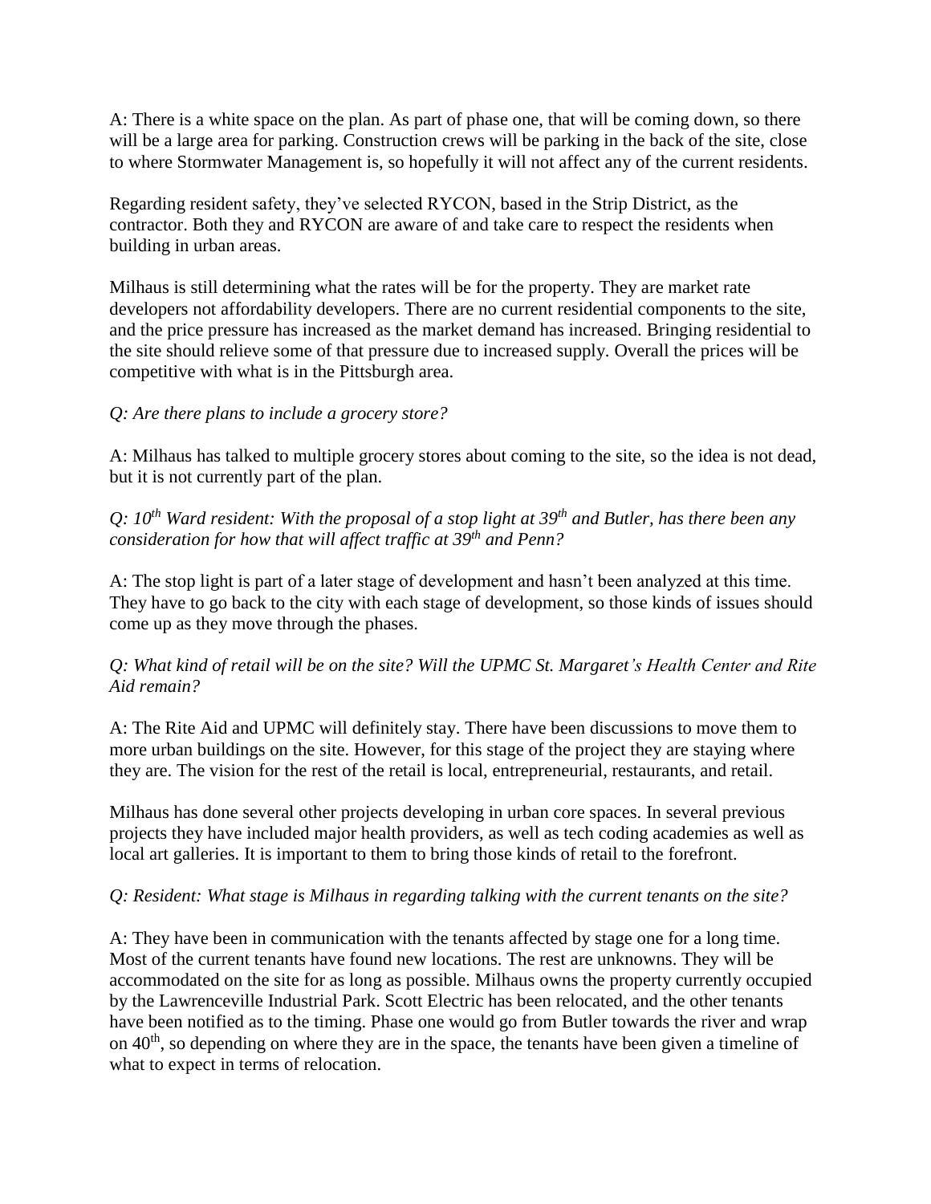A: There is a white space on the plan. As part of phase one, that will be coming down, so there will be a large area for parking. Construction crews will be parking in the back of the site, close to where Stormwater Management is, so hopefully it will not affect any of the current residents.

Regarding resident safety, they've selected RYCON, based in the Strip District, as the contractor. Both they and RYCON are aware of and take care to respect the residents when building in urban areas.

Milhaus is still determining what the rates will be for the property. They are market rate developers not affordability developers. There are no current residential components to the site, and the price pressure has increased as the market demand has increased. Bringing residential to the site should relieve some of that pressure due to increased supply. Overall the prices will be competitive with what is in the Pittsburgh area.

*Q: Are there plans to include a grocery store?*

A: Milhaus has talked to multiple grocery stores about coming to the site, so the idea is not dead, but it is not currently part of the plan.

*Q: 10th Ward resident: With the proposal of a stop light at 39th and Butler, has there been any consideration for how that will affect traffic at 39th and Penn?*

A: The stop light is part of a later stage of development and hasn't been analyzed at this time. They have to go back to the city with each stage of development, so those kinds of issues should come up as they move through the phases.

*Q: What kind of retail will be on the site? Will the UPMC St. Margaret's Health Center and Rite Aid remain?*

A: The Rite Aid and UPMC will definitely stay. There have been discussions to move them to more urban buildings on the site. However, for this stage of the project they are staying where they are. The vision for the rest of the retail is local, entrepreneurial, restaurants, and retail.

Milhaus has done several other projects developing in urban core spaces. In several previous projects they have included major health providers, as well as tech coding academies as well as local art galleries. It is important to them to bring those kinds of retail to the forefront.

*Q: Resident: What stage is Milhaus in regarding talking with the current tenants on the site?*

A: They have been in communication with the tenants affected by stage one for a long time. Most of the current tenants have found new locations. The rest are unknowns. They will be accommodated on the site for as long as possible. Milhaus owns the property currently occupied by the Lawrenceville Industrial Park. Scott Electric has been relocated, and the other tenants have been notified as to the timing. Phase one would go from Butler towards the river and wrap on 40th, so depending on where they are in the space, the tenants have been given a timeline of what to expect in terms of relocation.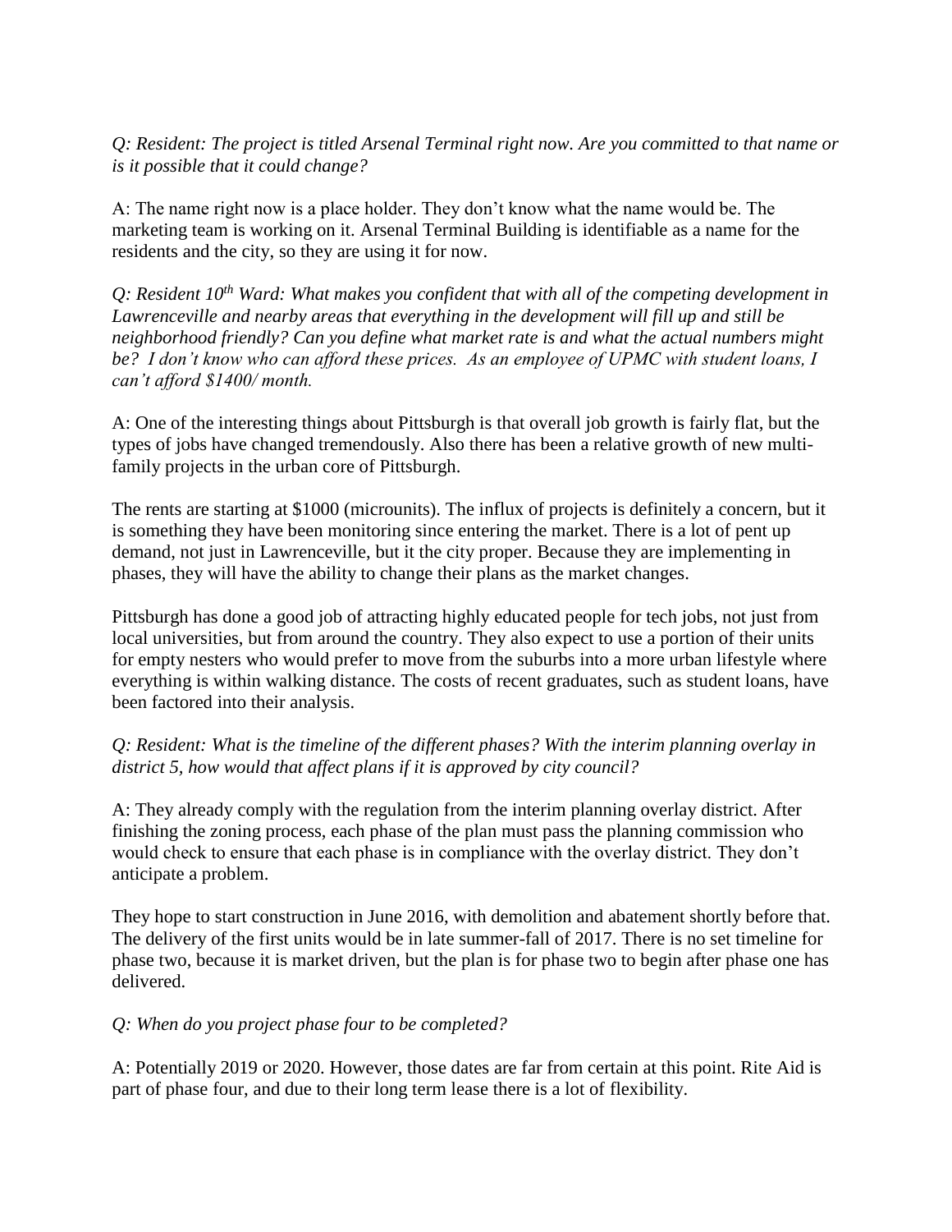*Q: Resident: The project is titled Arsenal Terminal right now. Are you committed to that name or is it possible that it could change?*

A: The name right now is a place holder. They don't know what the name would be. The marketing team is working on it. Arsenal Terminal Building is identifiable as a name for the residents and the city, so they are using it for now.

*Q: Resident 10th Ward: What makes you confident that with all of the competing development in Lawrenceville and nearby areas that everything in the development will fill up and still be neighborhood friendly? Can you define what market rate is and what the actual numbers might be? I don't know who can afford these prices. As an employee of UPMC with student loans, I can't afford $1400/ month.*

A: One of the interesting things about Pittsburgh is that overall job growth is fairly flat, but the types of jobs have changed tremendously. Also there has been a relative growth of new multi-family projects in the urban core of Pittsburgh.

The rents are starting at $1000 (microunits). The influx of projects is definitely a concern, but it is something they have been monitoring since entering the market. There is a lot of pent up demand, not just in Lawrenceville, but it the city proper. Because they are implementing in phases, they will have the ability to change their plans as the market changes.

Pittsburgh has done a good job of attracting highly educated people for tech jobs, not just from local universities, but from around the country. They also expect to use a portion of their units for empty nesters who would prefer to move from the suburbs into a more urban lifestyle where everything is within walking distance. The costs of recent graduates, such as student loans, have been factored into their analysis.

*Q: Resident: What is the timeline of the different phases? With the interim planning overlay in district 5, how would that affect plans if it is approved by city council?*

A: They already comply with the regulation from the interim planning overlay district. After finishing the zoning process, each phase of the plan must pass the planning commission who would check to ensure that each phase is in compliance with the overlay district. They don't anticipate a problem.

They hope to start construction in June 2016, with demolition and abatement shortly before that. The delivery of the first units would be in late summer-fall of 2017. There is no set timeline for phase two, because it is market driven, but the plan is for phase two to begin after phase one has delivered.

*Q: When do you project phase four to be completed?*

A: Potentially 2019 or 2020. However, those dates are far from certain at this point. Rite Aid is part of phase four, and due to their long term lease there is a lot of flexibility.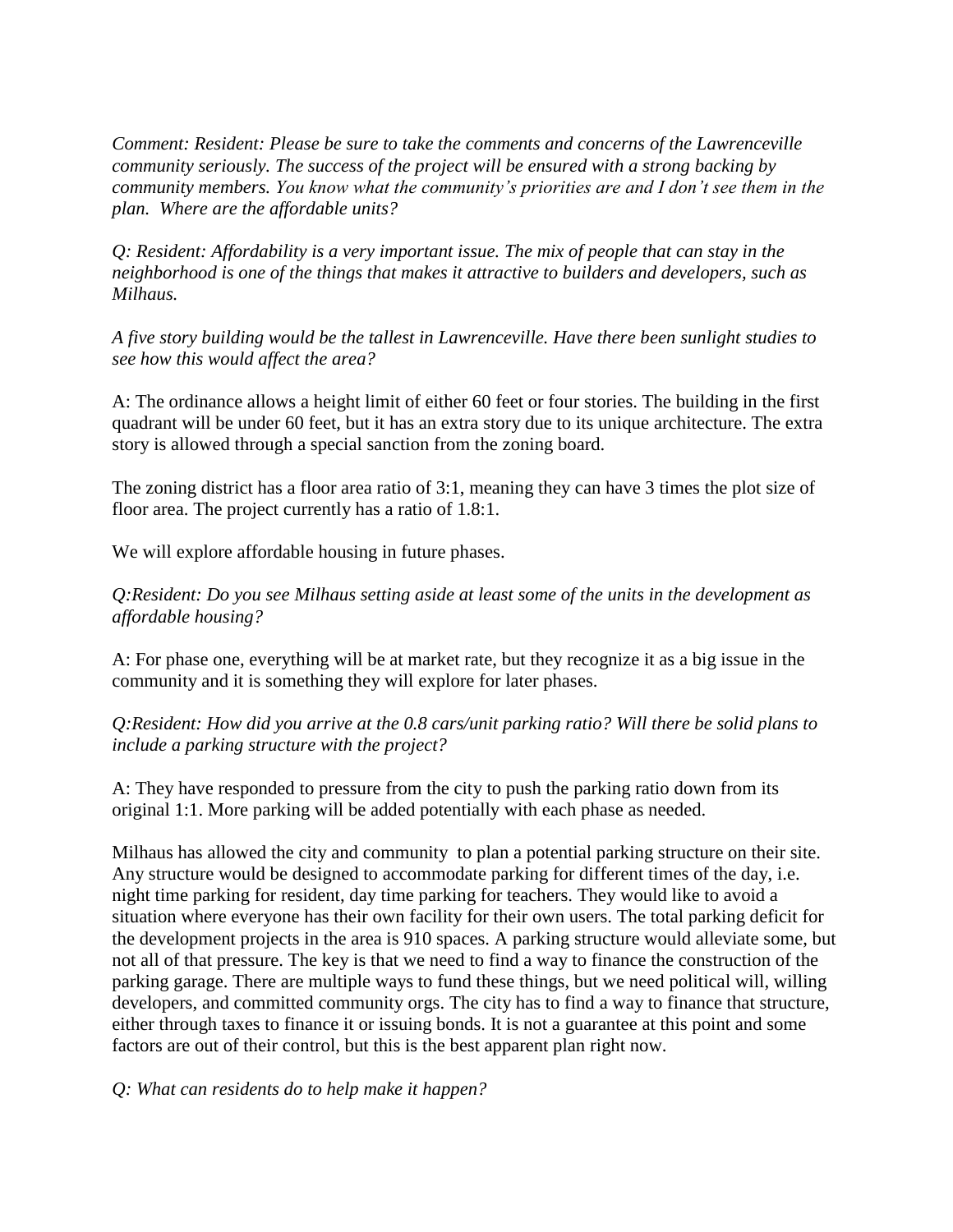*Comment: Resident: Please be sure to take the comments and concerns of the Lawrenceville community seriously. The success of the project will be ensured with a strong backing by community members. You know what the community's priorities are and I don't see them in the plan. Where are the affordable units?*

*Q: Resident: Affordability is a very important issue. The mix of people that can stay in the neighborhood is one of the things that makes it attractive to builders and developers, such as Milhaus.*

*A five story building would be the tallest in Lawrenceville. Have there been sunlight studies to see how this would affect the area?*

A: The ordinance allows a height limit of either 60 feet or four stories. The building in the first quadrant will be under 60 feet, but it has an extra story due to its unique architecture. The extra story is allowed through a special sanction from the zoning board.

The zoning district has a floor area ratio of 3:1, meaning they can have 3 times the plot size of floor area. The project currently has a ratio of 1.8:1.

We will explore affordable housing in future phases.

*Q:Resident: Do you see Milhaus setting aside at least some of the units in the development as affordable housing?*

A: For phase one, everything will be at market rate, but they recognize it as a big issue in the community and it is something they will explore for later phases.

*Q:Resident: How did you arrive at the 0.8 cars/unit parking ratio? Will there be solid plans to include a parking structure with the project?*

A: They have responded to pressure from the city to push the parking ratio down from its original 1:1. More parking will be added potentially with each phase as needed.

Milhaus has allowed the city and community to plan a potential parking structure on their site. Any structure would be designed to accommodate parking for different times of the day, i.e. night time parking for resident, day time parking for teachers. They would like to avoid a situation where everyone has their own facility for their own users. The total parking deficit for the development projects in the area is 910 spaces. A parking structure would alleviate some, but not all of that pressure. The key is that we need to find a way to finance the construction of the parking garage. There are multiple ways to fund these things, but we need political will, willing developers, and committed community orgs. The city has to find a way to finance that structure, either through taxes to finance it or issuing bonds. It is not a guarantee at this point and some factors are out of their control, but this is the best apparent plan right now.

*Q: What can residents do to help make it happen?*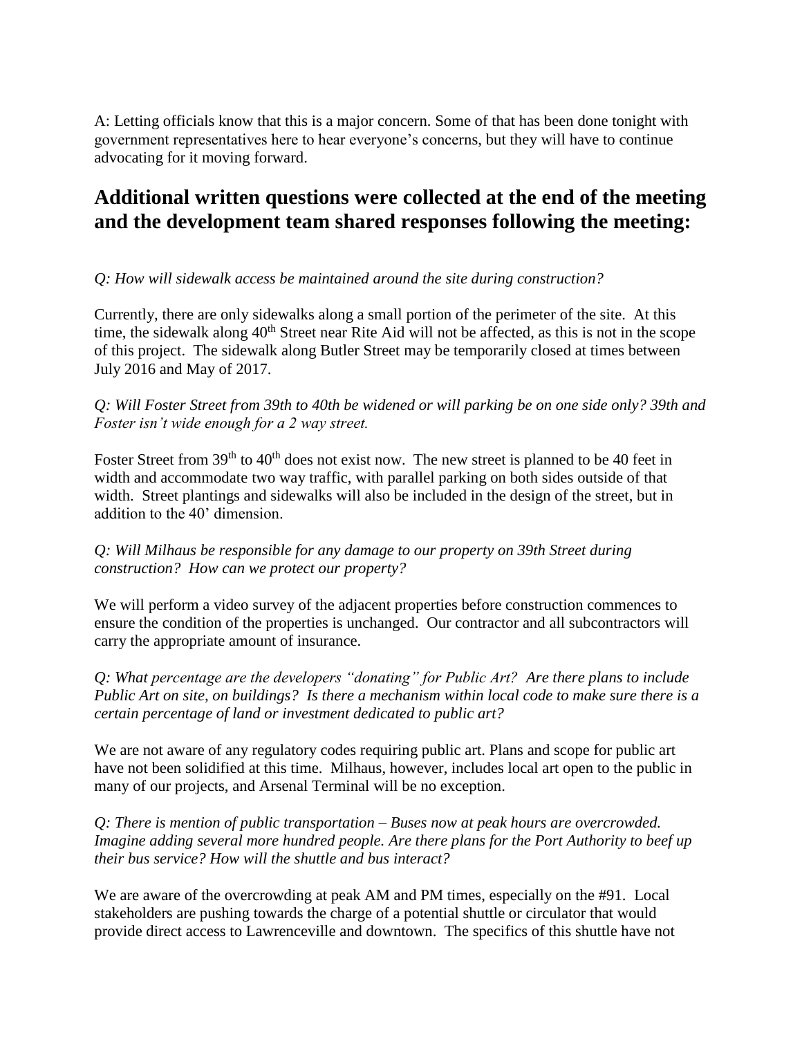A: Letting officials know that this is a major concern. Some of that has been done tonight with government representatives here to hear everyone's concerns, but they will have to continue advocating for it moving forward.

## Additional written questions were collected at the end of the meeting and the development team shared responses following the meeting:

*Q: How will sidewalk access be maintained around the site during construction?*

Currently, there are only sidewalks along a small portion of the perimeter of the site. At this time, the sidewalk along 40th Street near Rite Aid will not be affected, as this is not in the scope of this project. The sidewalk along Butler Street may be temporarily closed at times between July 2016 and May of 2017.

*Q: Will Foster Street from 39th to 40th be widened or will parking be on one side only? 39th and Foster isn't wide enough for a 2 way street.*

Foster Street from 39th to 40th does not exist now. The new street is planned to be 40 feet in width and accommodate two way traffic, with parallel parking on both sides outside of that width. Street plantings and sidewalks will also be included in the design of the street, but in addition to the 40' dimension.

*Q: Will Milhaus be responsible for any damage to our property on 39th Street during construction? How can we protect our property?*

We will perform a video survey of the adjacent properties before construction commences to ensure the condition of the properties is unchanged. Our contractor and all subcontractors will carry the appropriate amount of insurance.

*Q: What percentage are the developers "donating" for Public Art? Are there plans to include Public Art on site, on buildings? Is there a mechanism within local code to make sure there is a certain percentage of land or investment dedicated to public art?*

We are not aware of any regulatory codes requiring public art. Plans and scope for public art have not been solidified at this time. Milhaus, however, includes local art open to the public in many of our projects, and Arsenal Terminal will be no exception.

*Q: There is mention of public transportation – Buses now at peak hours are overcrowded. Imagine adding several more hundred people. Are there plans for the Port Authority to beef up their bus service? How will the shuttle and bus interact?*

We are aware of the overcrowding at peak AM and PM times, especially on the #91. Local stakeholders are pushing towards the charge of a potential shuttle or circulator that would provide direct access to Lawrenceville and downtown. The specifics of this shuttle have not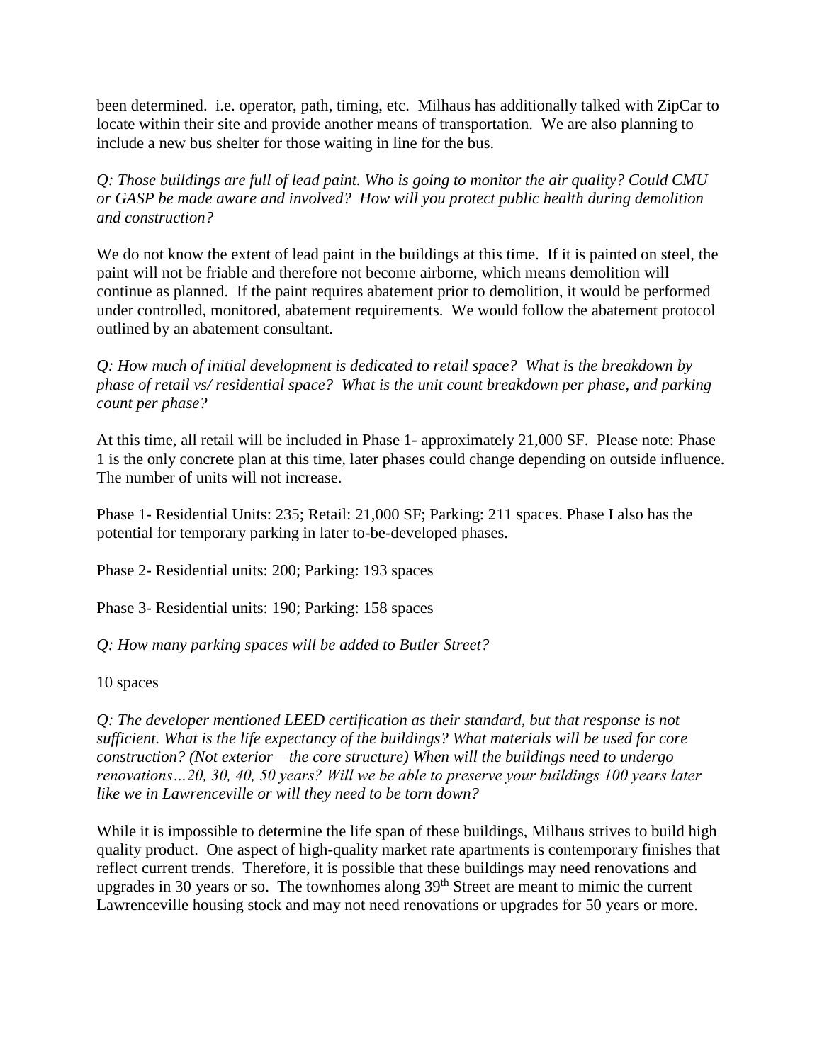been determined. i.e. operator, path, timing, etc. Milhaus has additionally talked with ZipCar to locate within their site and provide another means of transportation. We are also planning to include a new bus shelter for those waiting in line for the bus.

*Q: Those buildings are full of lead paint. Who is going to monitor the air quality? Could CMU or GASP be made aware and involved? How will you protect public health during demolition and construction?*

We do not know the extent of lead paint in the buildings at this time. If it is painted on steel, the paint will not be friable and therefore not become airborne, which means demolition will continue as planned. If the paint requires abatement prior to demolition, it would be performed under controlled, monitored, abatement requirements. We would follow the abatement protocol outlined by an abatement consultant.

*Q: How much of initial development is dedicated to retail space? What is the breakdown by phase of retail vs/ residential space? What is the unit count breakdown per phase, and parking count per phase?*

At this time, all retail will be included in Phase 1- approximately 21,000 SF. Please note: Phase 1 is the only concrete plan at this time, later phases could change depending on outside influence. The number of units will not increase.

Phase 1- Residential Units: 235; Retail: 21,000 SF; Parking: 211 spaces. Phase I also has the potential for temporary parking in later to-be-developed phases.

Phase 2- Residential units: 200; Parking: 193 spaces

Phase 3- Residential units: 190; Parking: 158 spaces

*Q: How many parking spaces will be added to Butler Street?*

10 spaces

*Q: The developer mentioned LEED certification as their standard, but that response is not sufficient. What is the life expectancy of the buildings? What materials will be used for core construction? (Not exterior – the core structure) When will the buildings need to undergo renovations…20, 30, 40, 50 years? Will we be able to preserve your buildings 100 years later like we in Lawrenceville or will they need to be torn down?*

While it is impossible to determine the life span of these buildings, Milhaus strives to build high quality product. One aspect of high-quality market rate apartments is contemporary finishes that reflect current trends. Therefore, it is possible that these buildings may need renovations and upgrades in 30 years or so. The townhomes along 39th Street are meant to mimic the current Lawrenceville housing stock and may not need renovations or upgrades for 50 years or more.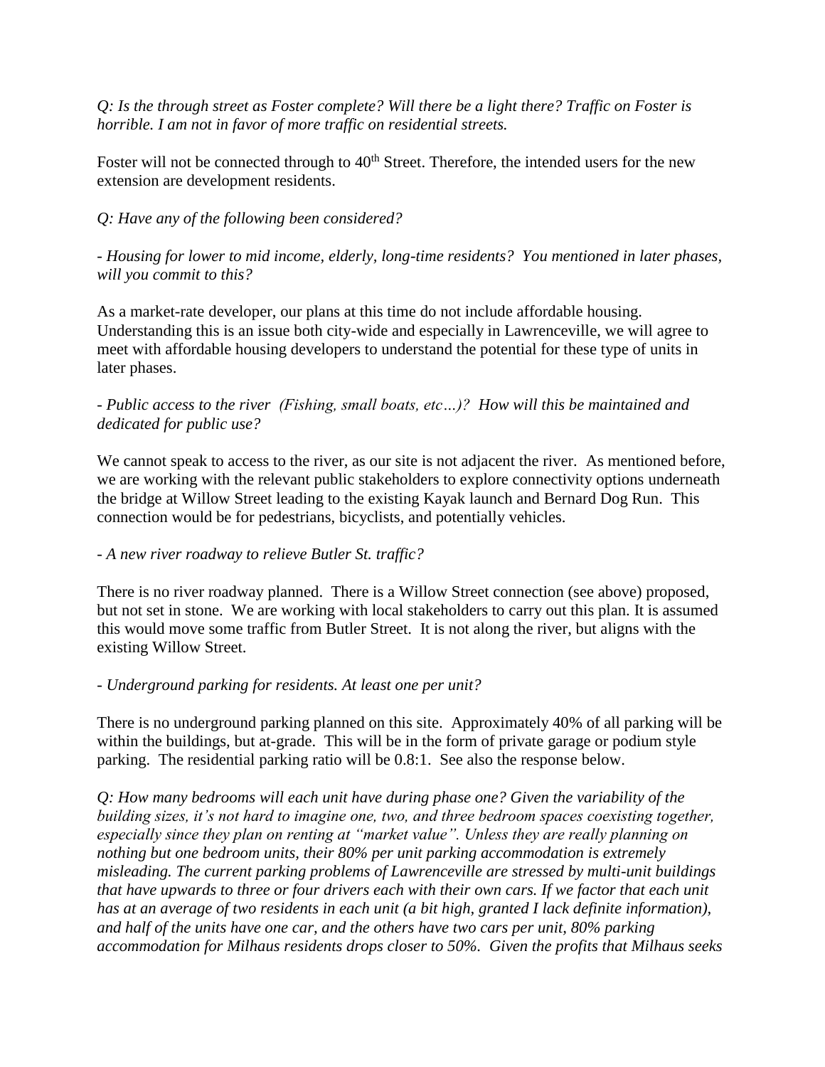*Q: Is the through street as Foster complete? Will there be a light there? Traffic on Foster is horrible. I am not in favor of more traffic on residential streets.*

Foster will not be connected through to 40th Street. Therefore, the intended users for the new extension are development residents.

*Q: Have any of the following been considered?*

*- Housing for lower to mid income, elderly, long-time residents? You mentioned in later phases, will you commit to this?*

As a market-rate developer, our plans at this time do not include affordable housing. Understanding this is an issue both city-wide and especially in Lawrenceville, we will agree to meet with affordable housing developers to understand the potential for these type of units in later phases.

*- Public access to the river (Fishing, small boats, etc…)? How will this be maintained and dedicated for public use?*

We cannot speak to access to the river, as our site is not adjacent the river. As mentioned before, we are working with the relevant public stakeholders to explore connectivity options underneath the bridge at Willow Street leading to the existing Kayak launch and Bernard Dog Run. This connection would be for pedestrians, bicyclists, and potentially vehicles.

*- A new river roadway to relieve Butler St. traffic?*

There is no river roadway planned. There is a Willow Street connection (see above) proposed, but not set in stone. We are working with local stakeholders to carry out this plan. It is assumed this would move some traffic from Butler Street. It is not along the river, but aligns with the existing Willow Street.

*- Underground parking for residents. At least one per unit?*

There is no underground parking planned on this site. Approximately 40% of all parking will be within the buildings, but at-grade. This will be in the form of private garage or podium style parking. The residential parking ratio will be 0.8:1. See also the response below.

*Q: How many bedrooms will each unit have during phase one? Given the variability of the building sizes, it's not hard to imagine one, two, and three bedroom spaces coexisting together, especially since they plan on renting at "market value". Unless they are really planning on nothing but one bedroom units, their 80% per unit parking accommodation is extremely misleading. The current parking problems of Lawrenceville are stressed by multi-unit buildings that have upwards to three or four drivers each with their own cars. If we factor that each unit has at an average of two residents in each unit (a bit high, granted I lack definite information), and half of the units have one car, and the others have two cars per unit, 80% parking accommodation for Milhaus residents drops closer to 50%. Given the profits that Milhaus seeks*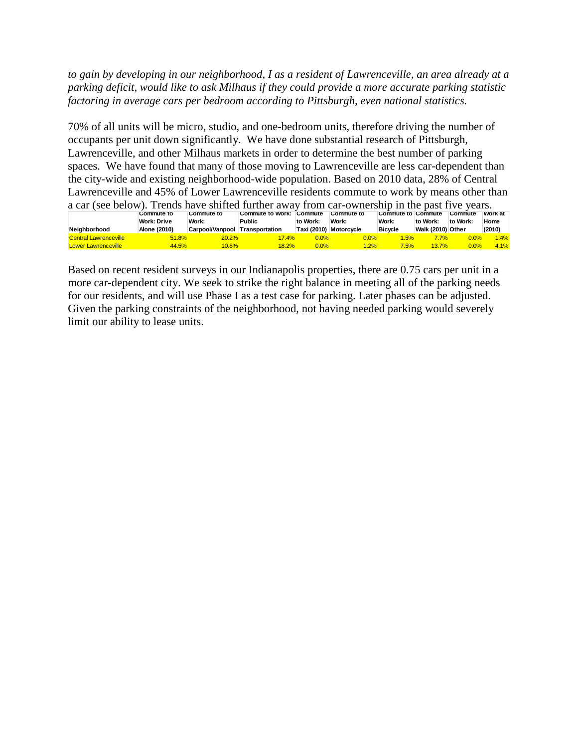*to gain by developing in our neighborhood, I as a resident of Lawrenceville, an area already at a parking deficit, would like to ask Milhaus if they could provide a more accurate parking statistic factoring in average cars per bedroom according to Pittsburgh, even national statistics.*

70% of all units will be micro, studio, and one-bedroom units, therefore driving the number of occupants per unit down significantly. We have done substantial research of Pittsburgh, Lawrenceville, and other Milhaus markets in order to determine the best number of parking spaces. We have found that many of those moving to Lawrenceville are less car-dependent than the city-wide and existing neighborhood-wide population. Based on 2010 data, 28% of Central Lawrenceville and 45% of Lower Lawrenceville residents commute to work by means other than a car (see below). Trends have shifted further away from car-ownership in the past five years.

| Neighborhood | Commute to Work: Drive Alone (2010) | Commute to Work: Carpool/Vanpool | Commute to Work: Public Transportation | Commute to Work: Taxi (2010) | Commute to Work: Motorcycle | Commute to Work: Bicycle | Commute to Work: Walk (2010) | Commute to Work: Other | Work at Home (2010) |
|---|---|---|---|---|---|---|---|---|---|
| Central Lawrenceville | 51.8% | 20.2% | 17.4% | 0.0% | 0.0% | 1.5% | 7.7% | 0.0% | 1.4% |
| Lower Lawrenceville | 44.5% | 10.8% | 18.2% | 0.0% | 1.2% | 7.5% | 13.7% | 0.0% | 4.1% |

Based on recent resident surveys in our Indianapolis properties, there are 0.75 cars per unit in a more car-dependent city. We seek to strike the right balance in meeting all of the parking needs for our residents, and will use Phase I as a test case for parking. Later phases can be adjusted. Given the parking constraints of the neighborhood, not having needed parking would severely limit our ability to lease units.